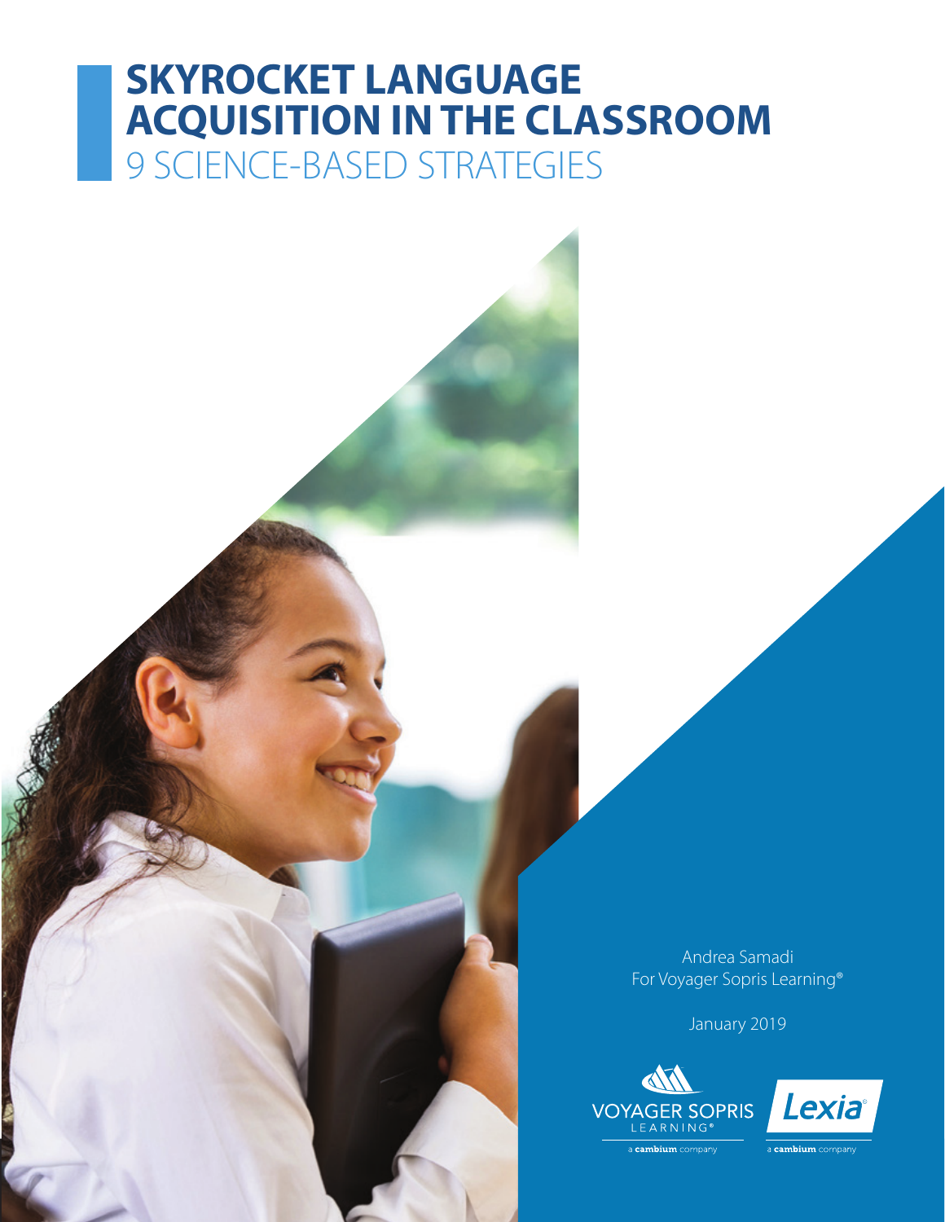# SKYROCKET LANGUAGE ACQUISITION IN THE CLASSROOM

## 9 SCIENCE-BASED STRATEGIES

Andrea Samadi
For Voyager Sopris Learning®

January 2019

VOYAGER SOPRIS LEARNING®
a cambium company

Lexia®
a cambium company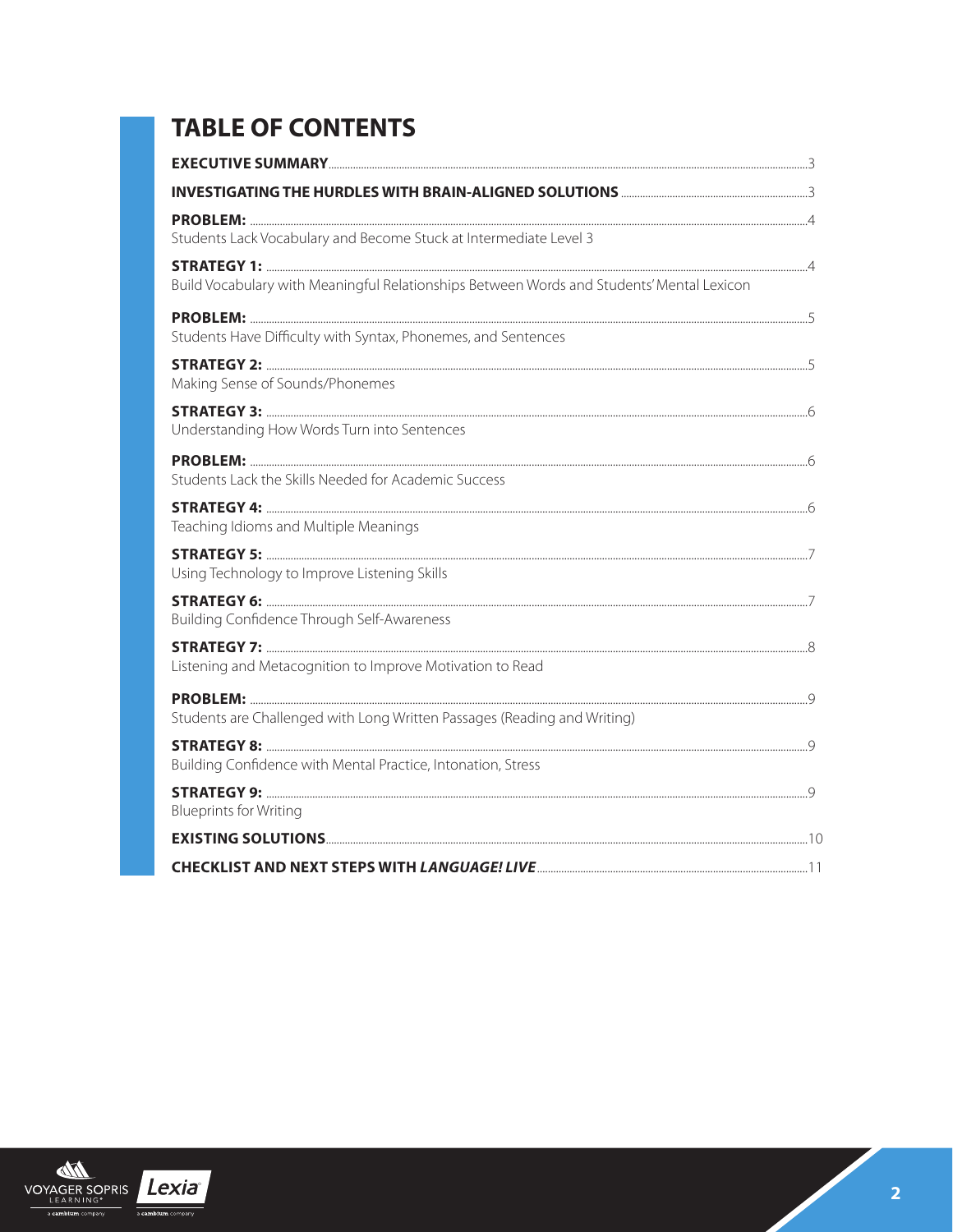# TABLE OF CONTENTS

**EXECUTIVE SUMMARY** ........ 3

**INVESTIGATING THE HURDLES WITH BRAIN-ALIGNED SOLUTIONS** ........ 3

**PROBLEM:** ........ 4
Students Lack Vocabulary and Become Stuck at Intermediate Level 3

**STRATEGY 1:** ........ 4
Build Vocabulary with Meaningful Relationships Between Words and Students' Mental Lexicon

**PROBLEM:** ........ 5
Students Have Difficulty with Syntax, Phonemes, and Sentences

**STRATEGY 2:** ........ 5
Making Sense of Sounds/Phonemes

**STRATEGY 3:** ........ 6
Understanding How Words Turn into Sentences

**PROBLEM:** ........ 6
Students Lack the Skills Needed for Academic Success

**STRATEGY 4:** ........ 6
Teaching Idioms and Multiple Meanings

**STRATEGY 5:** ........ 7
Using Technology to Improve Listening Skills

**STRATEGY 6:** ........ 7
Building Confidence Through Self-Awareness

**STRATEGY 7:** ........ 8
Listening and Metacognition to Improve Motivation to Read

**PROBLEM:** ........ 9
Students are Challenged with Long Written Passages (Reading and Writing)

**STRATEGY 8:** ........ 9
Building Confidence with Mental Practice, Intonation, Stress

**STRATEGY 9:** ........ 9
Blueprints for Writing

**EXISTING SOLUTIONS** ........ 10

**CHECKLIST AND NEXT STEPS WITH *LANGUAGE! LIVE*** ........ 11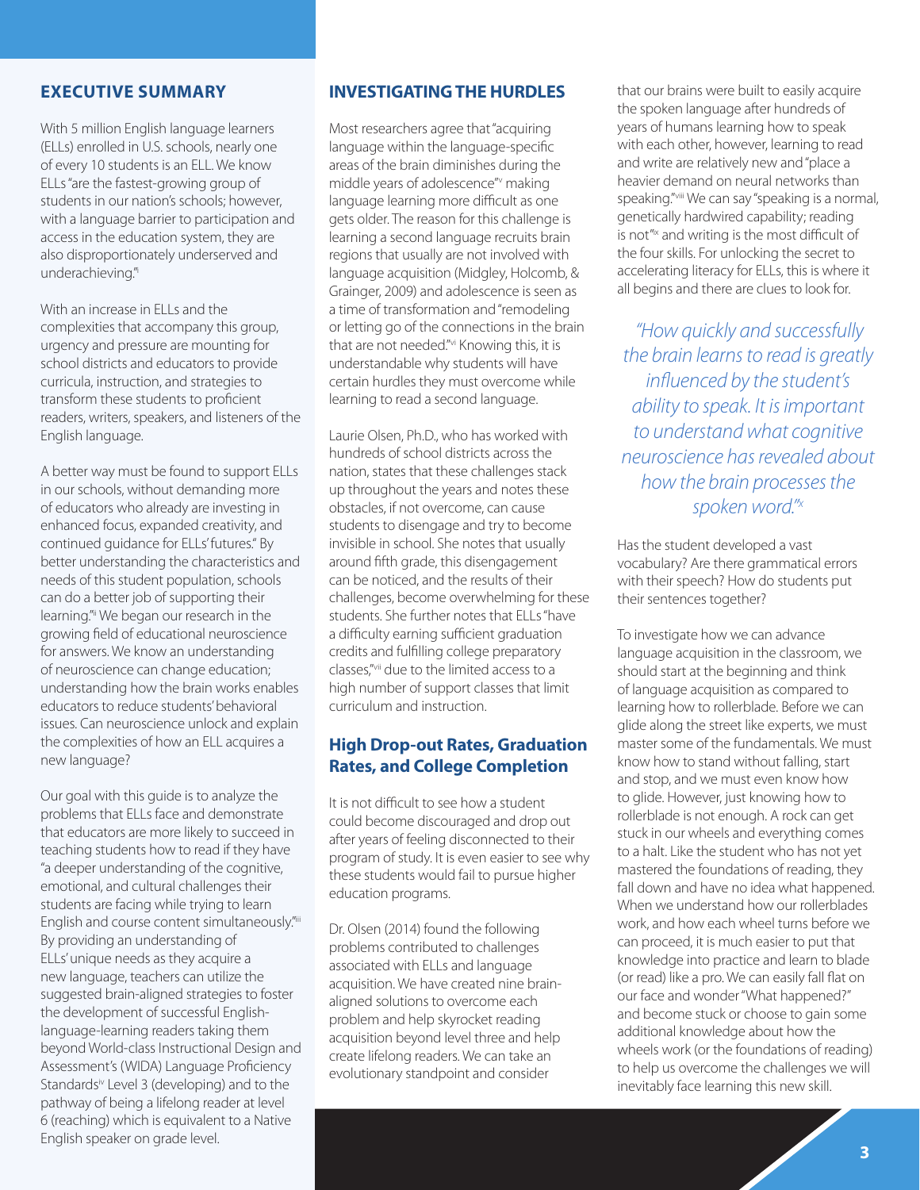## EXECUTIVE SUMMARY

With 5 million English language learners (ELLs) enrolled in U.S. schools, nearly one of every 10 students is an ELL. We know ELLs "are the fastest-growing group of students in our nation's schools; however, with a language barrier to participation and access in the education system, they are also disproportionately underserved and underachieving."[i]

With an increase in ELLs and the complexities that accompany this group, urgency and pressure are mounting for school districts and educators to provide curricula, instruction, and strategies to transform these students to proficient readers, writers, speakers, and listeners of the English language.

A better way must be found to support ELLs in our schools, without demanding more of educators who already are investing in enhanced focus, expanded creativity, and continued guidance for ELLs' futures." By better understanding the characteristics and needs of this student population, schools can do a better job of supporting their learning."[ii] We began our research in the growing field of educational neuroscience for answers. We know an understanding of neuroscience can change education; understanding how the brain works enables educators to reduce students' behavioral issues. Can neuroscience unlock and explain the complexities of how an ELL acquires a new language?

Our goal with this guide is to analyze the problems that ELLs face and demonstrate that educators are more likely to succeed in teaching students how to read if they have "a deeper understanding of the cognitive, emotional, and cultural challenges their students are facing while trying to learn English and course content simultaneously."[iii] By providing an understanding of ELLs' unique needs as they acquire a new language, teachers can utilize the suggested brain-aligned strategies to foster the development of successful English-language-learning readers taking them beyond World-class Instructional Design and Assessment's (WIDA) Language Proficiency Standards[iv] Level 3 (developing) and to the pathway of being a lifelong reader at level 6 (reaching) which is equivalent to a Native English speaker on grade level.

## INVESTIGATING THE HURDLES

Most researchers agree that "acquiring language within the language-specific areas of the brain diminishes during the middle years of adolescence"[v] making language learning more difficult as one gets older. The reason for this challenge is learning a second language recruits brain regions that usually are not involved with language acquisition (Midgley, Holcomb, & Grainger, 2009) and adolescence is seen as a time of transformation and "remodeling or letting go of the connections in the brain that are not needed."[vi] Knowing this, it is understandable why students will have certain hurdles they must overcome while learning to read a second language.

Laurie Olsen, Ph.D., who has worked with hundreds of school districts across the nation, states that these challenges stack up throughout the years and notes these obstacles, if not overcome, can cause students to disengage and try to become invisible in school. She notes that usually around fifth grade, this disengagement can be noticed, and the results of their challenges, become overwhelming for these students. She further notes that ELLs "have a difficulty earning sufficient graduation credits and fulfilling college preparatory classes,"[vii] due to the limited access to a high number of support classes that limit curriculum and instruction.

### High Drop-out Rates, Graduation Rates, and College Completion

It is not difficult to see how a student could become discouraged and drop out after years of feeling disconnected to their program of study. It is even easier to see why these students would fail to pursue higher education programs.

Dr. Olsen (2014) found the following problems contributed to challenges associated with ELLs and language acquisition. We have created nine brain-aligned solutions to overcome each problem and help skyrocket reading acquisition beyond level three and help create lifelong readers. We can take an evolutionary standpoint and consider that our brains were built to easily acquire the spoken language after hundreds of years of humans learning how to speak with each other, however, learning to read and write are relatively new and "place a heavier demand on neural networks than speaking."[viii] We can say "speaking is a normal, genetically hardwired capability; reading is not"[ix] and writing is the most difficult of the four skills. For unlocking the secret to accelerating literacy for ELLs, this is where it all begins and there are clues to look for.

*"How quickly and successfully the brain learns to read is greatly influenced by the student's ability to speak. It is important to understand what cognitive neuroscience has revealed about how the brain processes the spoken word."[x]*

Has the student developed a vast vocabulary? Are there grammatical errors with their speech? How do students put their sentences together?

To investigate how we can advance language acquisition in the classroom, we should start at the beginning and think of language acquisition as compared to learning how to rollerblade. Before we can glide along the street like experts, we must master some of the fundamentals. We must know how to stand without falling, start and stop, and we must even know how to glide. However, just knowing how to rollerblade is not enough. A rock can get stuck in our wheels and everything comes to a halt. Like the student who has not yet mastered the foundations of reading, they fall down and have no idea what happened. When we understand how our rollerblades work, and how each wheel turns before we can proceed, it is much easier to put that knowledge into practice and learn to blade (or read) like a pro. We can easily fall flat on our face and wonder "What happened?" and become stuck or choose to gain some additional knowledge about how the wheels work (or the foundations of reading) to help us overcome the challenges we will inevitably face learning this new skill.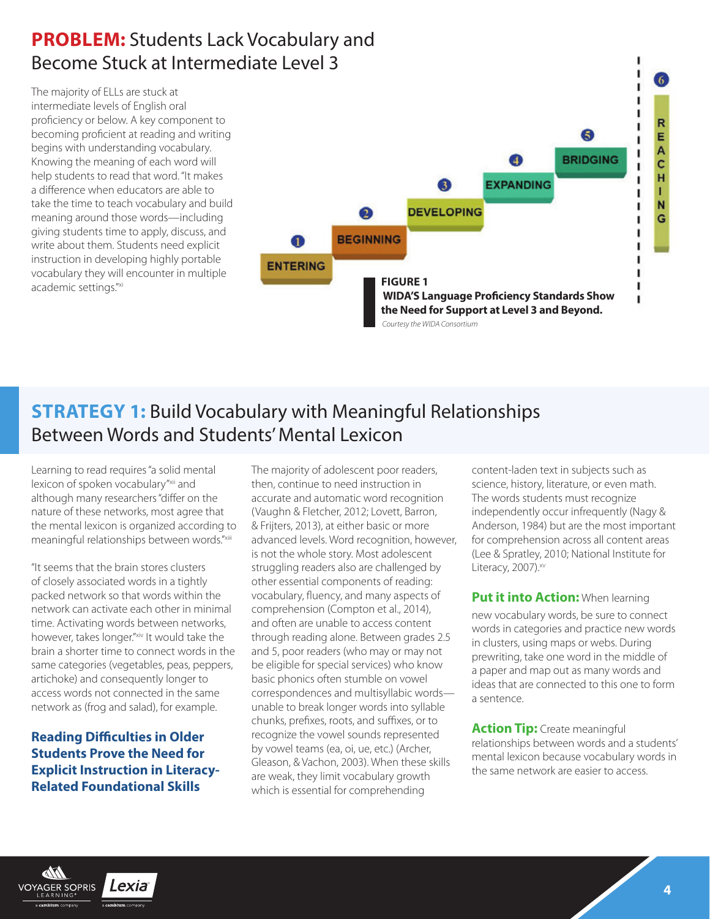## **PROBLEM:** Students Lack Vocabulary and Become Stuck at Intermediate Level 3

The majority of ELLs are stuck at intermediate levels of English oral proficiency or below. A key component to becoming proficient at reading and writing begins with understanding vocabulary. Knowing the meaning of each word will help students to read that word. "It makes a difference when educators are able to take the time to teach vocabulary and build meaning around those words—including giving students time to apply, discuss, and write about them. Students need explicit instruction in developing highly portable vocabulary they will encounter in multiple academic settings."[xi]

1 ENTERING
2 BEGINNING
3 DEVELOPING
4 EXPANDING
5 BRIDGING
6 REACHING

**FIGURE 1**
**WIDA'S Language Proficiency Standards Show the Need for Support at Level 3 and Beyond.**
*Courtesy the WIDA Consortium*

## **STRATEGY 1:** Build Vocabulary with Meaningful Relationships Between Words and Students' Mental Lexicon

Learning to read requires "a solid mental lexicon of spoken vocabulary"[xii] and although many researchers "differ on the nature of these networks, most agree that the mental lexicon is organized according to meaningful relationships between words."[xiii]

"It seems that the brain stores clusters of closely associated words in a tightly packed network so that words within the network can activate each other in minimal time. Activating words between networks, however, takes longer."[xiv] It would take the brain a shorter time to connect words in the same categories (vegetables, peas, peppers, artichoke) and consequently longer to access words not connected in the same network as (frog and salad), for example.

### **Reading Difficulties in Older Students Prove the Need for Explicit Instruction in Literacy-Related Foundational Skills**

The majority of adolescent poor readers, then, continue to need instruction in accurate and automatic word recognition (Vaughn & Fletcher, 2012; Lovett, Barron, & Frijters, 2013), at either basic or more advanced levels. Word recognition, however, is not the whole story. Most adolescent struggling readers also are challenged by other essential components of reading: vocabulary, fluency, and many aspects of comprehension (Compton et al., 2014), and often are unable to access content through reading alone. Between grades 2.5 and 5, poor readers (who may or may not be eligible for special services) who know basic phonics often stumble on vowel correspondences and multisyllabic words—unable to break longer words into syllable chunks, prefixes, roots, and suffixes, or to recognize the vowel sounds represented by vowel teams (ea, oi, ue, etc.) (Archer, Gleason, & Vachon, 2003). When these skills are weak, they limit vocabulary growth which is essential for comprehending content-laden text in subjects such as science, history, literature, or even math. The words students must recognize independently occur infrequently (Nagy & Anderson, 1984) but are the most important for comprehension across all content areas (Lee & Spratley, 2010; National Institute for Literacy, 2007).[xv]

**Put it into Action:** When learning new vocabulary words, be sure to connect words in categories and practice new words in clusters, using maps or webs. During prewriting, take one word in the middle of a paper and map out as many words and ideas that are connected to this one to form a sentence.

**Action Tip:** Create meaningful relationships between words and a students' mental lexicon because vocabulary words in the same network are easier to access.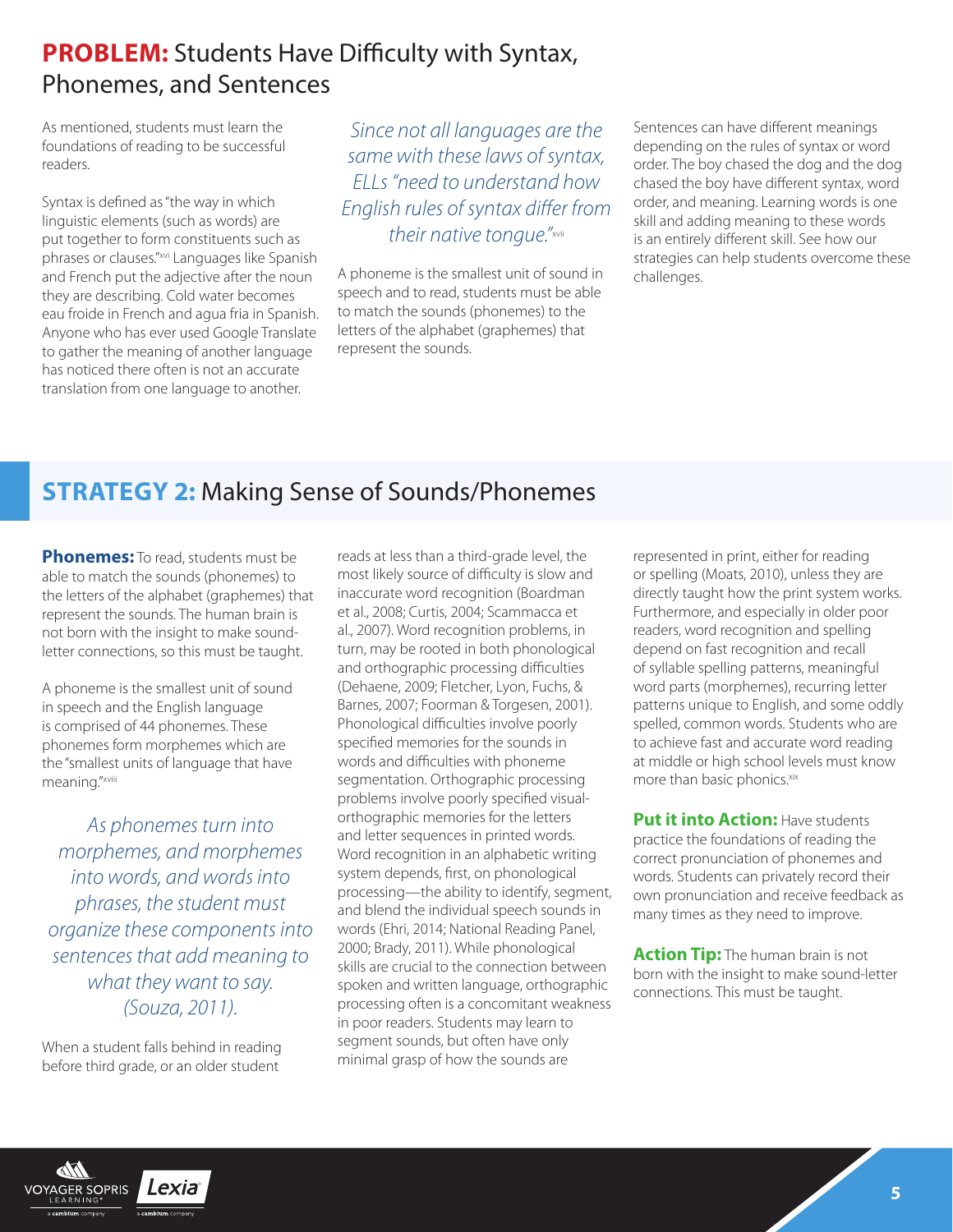## **PROBLEM:** Students Have Difficulty with Syntax, Phonemes, and Sentences

As mentioned, students must learn the foundations of reading to be successful readers.

Syntax is defined as "the way in which linguistic elements (such as words) are put together to form constituents such as phrases or clauses."[xvi] Languages like Spanish and French put the adjective after the noun they are describing. Cold water becomes eau froide in French and agua fria in Spanish. Anyone who has ever used Google Translate to gather the meaning of another language has noticed there often is not an accurate translation from one language to another.

*Since not all languages are the same with these laws of syntax, ELLs "need to understand how English rules of syntax differ from their native tongue."*[xvii]

A phoneme is the smallest unit of sound in speech and to read, students must be able to match the sounds (phonemes) to the letters of the alphabet (graphemes) that represent the sounds.

Sentences can have different meanings depending on the rules of syntax or word order. The boy chased the dog and the dog chased the boy have different syntax, word order, and meaning. Learning words is one skill and adding meaning to these words is an entirely different skill. See how our strategies can help students overcome these challenges.

## **STRATEGY 2:** Making Sense of Sounds/Phonemes

**Phonemes:** To read, students must be able to match the sounds (phonemes) to the letters of the alphabet (graphemes) that represent the sounds. The human brain is not born with the insight to make sound-letter connections, so this must be taught.

A phoneme is the smallest unit of sound in speech and the English language is comprised of 44 phonemes. These phonemes form morphemes which are the "smallest units of language that have meaning."[xviii]

*As phonemes turn into morphemes, and morphemes into words, and words into phrases, the student must organize these components into sentences that add meaning to what they want to say. (Souza, 2011).*

When a student falls behind in reading before third grade, or an older student reads at less than a third-grade level, the most likely source of difficulty is slow and inaccurate word recognition (Boardman et al., 2008; Curtis, 2004; Scammacca et al., 2007). Word recognition problems, in turn, may be rooted in both phonological and orthographic processing difficulties (Dehaene, 2009; Fletcher, Lyon, Fuchs, & Barnes, 2007; Foorman & Torgesen, 2001). Phonological difficulties involve poorly specified memories for the sounds in words and difficulties with phoneme segmentation. Orthographic processing problems involve poorly specified visual-orthographic memories for the letters and letter sequences in printed words. Word recognition in an alphabetic writing system depends, first, on phonological processing—the ability to identify, segment, and blend the individual speech sounds in words (Ehri, 2014; National Reading Panel, 2000; Brady, 2011). While phonological skills are crucial to the connection between spoken and written language, orthographic processing often is a concomitant weakness in poor readers. Students may learn to segment sounds, but often have only minimal grasp of how the sounds are represented in print, either for reading or spelling (Moats, 2010), unless they are directly taught how the print system works. Furthermore, and especially in older poor readers, word recognition and spelling depend on fast recognition and recall of syllable spelling patterns, meaningful word parts (morphemes), recurring letter patterns unique to English, and some oddly spelled, common words. Students who are to achieve fast and accurate word reading at middle or high school levels must know more than basic phonics.[xix]

**Put it into Action:** Have students practice the foundations of reading the correct pronunciation of phonemes and words. Students can privately record their own pronunciation and receive feedback as many times as they need to improve.

**Action Tip:** The human brain is not born with the insight to make sound-letter connections. This must be taught.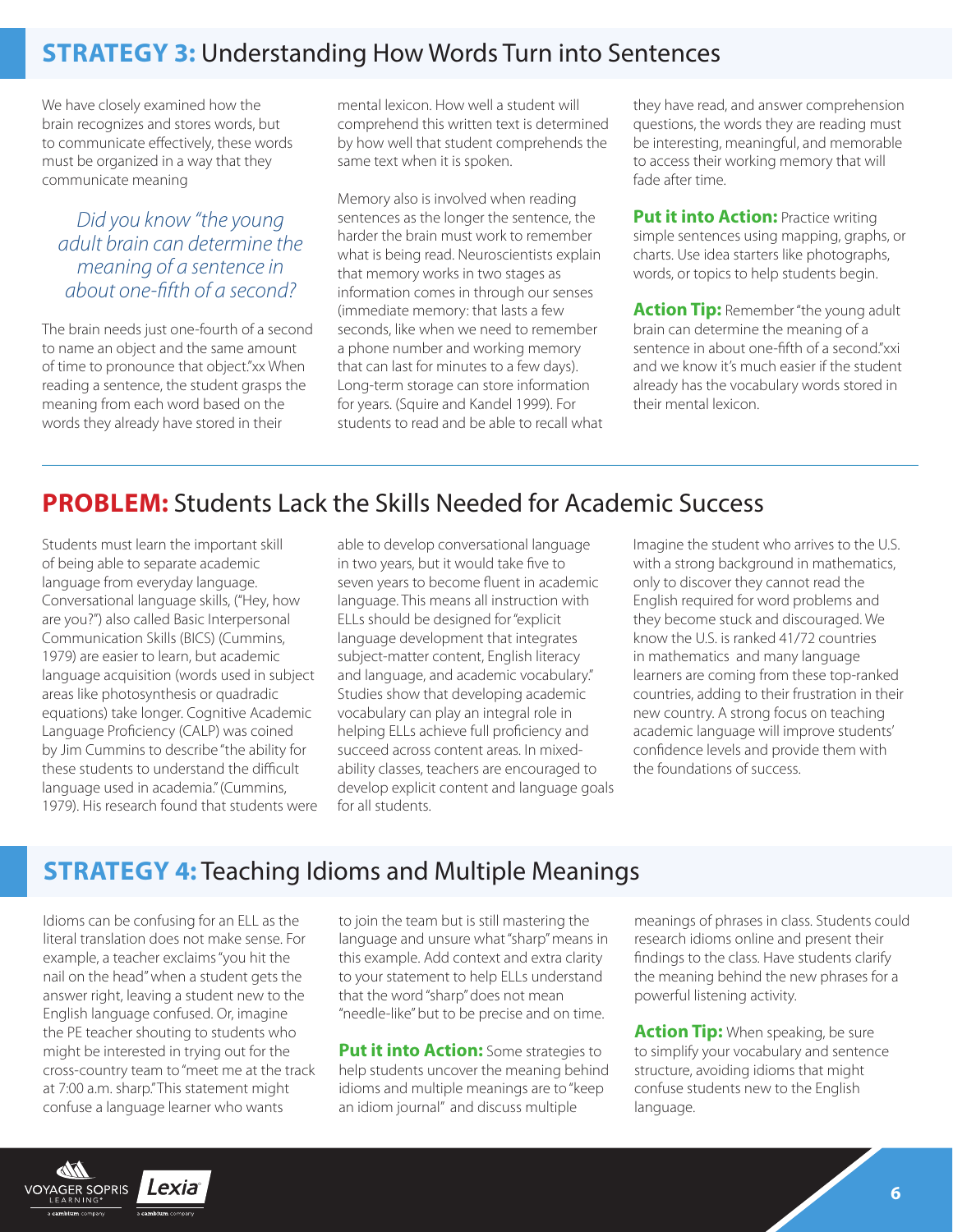## **STRATEGY 3:** Understanding How Words Turn into Sentences

We have closely examined how the brain recognizes and stores words, but to communicate effectively, these words must be organized in a way that they communicate meaning

*Did you know "the young adult brain can determine the meaning of a sentence in about one-fifth of a second?*

The brain needs just one-fourth of a second to name an object and the same amount of time to pronounce that object."[xx] When reading a sentence, the student grasps the meaning from each word based on the words they already have stored in their mental lexicon. How well a student will comprehend this written text is determined by how well that student comprehends the same text when it is spoken.

Memory also is involved when reading sentences as the longer the sentence, the harder the brain must work to remember what is being read. Neuroscientists explain that memory works in two stages as information comes in through our senses (immediate memory: that lasts a few seconds, like when we need to remember a phone number and working memory that can last for minutes to a few days). Long-term storage can store information for years. (Squire and Kandel 1999). For students to read and be able to recall what they have read, and answer comprehension questions, the words they are reading must be interesting, meaningful, and memorable to access their working memory that will fade after time.

**Put it into Action:** Practice writing simple sentences using mapping, graphs, or charts. Use idea starters like photographs, words, or topics to help students begin.

**Action Tip:** Remember "the young adult brain can determine the meaning of a sentence in about one-fifth of a second."[xxi] and we know it's much easier if the student already has the vocabulary words stored in their mental lexicon.

## **PROBLEM:** Students Lack the Skills Needed for Academic Success

Students must learn the important skill of being able to separate academic language from everyday language. Conversational language skills, ("Hey, how are you?") also called Basic Interpersonal Communication Skills (BICS) (Cummins, 1979) are easier to learn, but academic language acquisition (words used in subject areas like photosynthesis or quadradic equations) take longer. Cognitive Academic Language Proficiency (CALP) was coined by Jim Cummins to describe "the ability for these students to understand the difficult language used in academia." (Cummins, 1979). His research found that students were able to develop conversational language in two years, but it would take five to seven years to become fluent in academic language. This means all instruction with ELLs should be designed for "explicit language development that integrates subject-matter content, English literacy and language, and academic vocabulary." Studies show that developing academic vocabulary can play an integral role in helping ELLs achieve full proficiency and succeed across content areas. In mixed-ability classes, teachers are encouraged to develop explicit content and language goals for all students.

Imagine the student who arrives to the U.S. with a strong background in mathematics, only to discover they cannot read the English required for word problems and they become stuck and discouraged. We know the U.S. is ranked 41/72 countries in mathematics and many language learners are coming from these top-ranked countries, adding to their frustration in their new country. A strong focus on teaching academic language will improve students' confidence levels and provide them with the foundations of success.

## **STRATEGY 4:** Teaching Idioms and Multiple Meanings

Idioms can be confusing for an ELL as the literal translation does not make sense. For example, a teacher exclaims "you hit the nail on the head" when a student gets the answer right, leaving a student new to the English language confused. Or, imagine the PE teacher shouting to students who might be interested in trying out for the cross-country team to "meet me at the track at 7:00 a.m. sharp." This statement might confuse a language learner who wants to join the team but is still mastering the language and unsure what "sharp" means in this example. Add context and extra clarity to your statement to help ELLs understand that the word "sharp" does not mean "needle-like" but to be precise and on time.

**Put it into Action:** Some strategies to help students uncover the meaning behind idioms and multiple meanings are to "keep an idiom journal" and discuss multiple meanings of phrases in class. Students could research idioms online and present their findings to the class. Have students clarify the meaning behind the new phrases for a powerful listening activity.

**Action Tip:** When speaking, be sure to simplify your vocabulary and sentence structure, avoiding idioms that might confuse students new to the English language.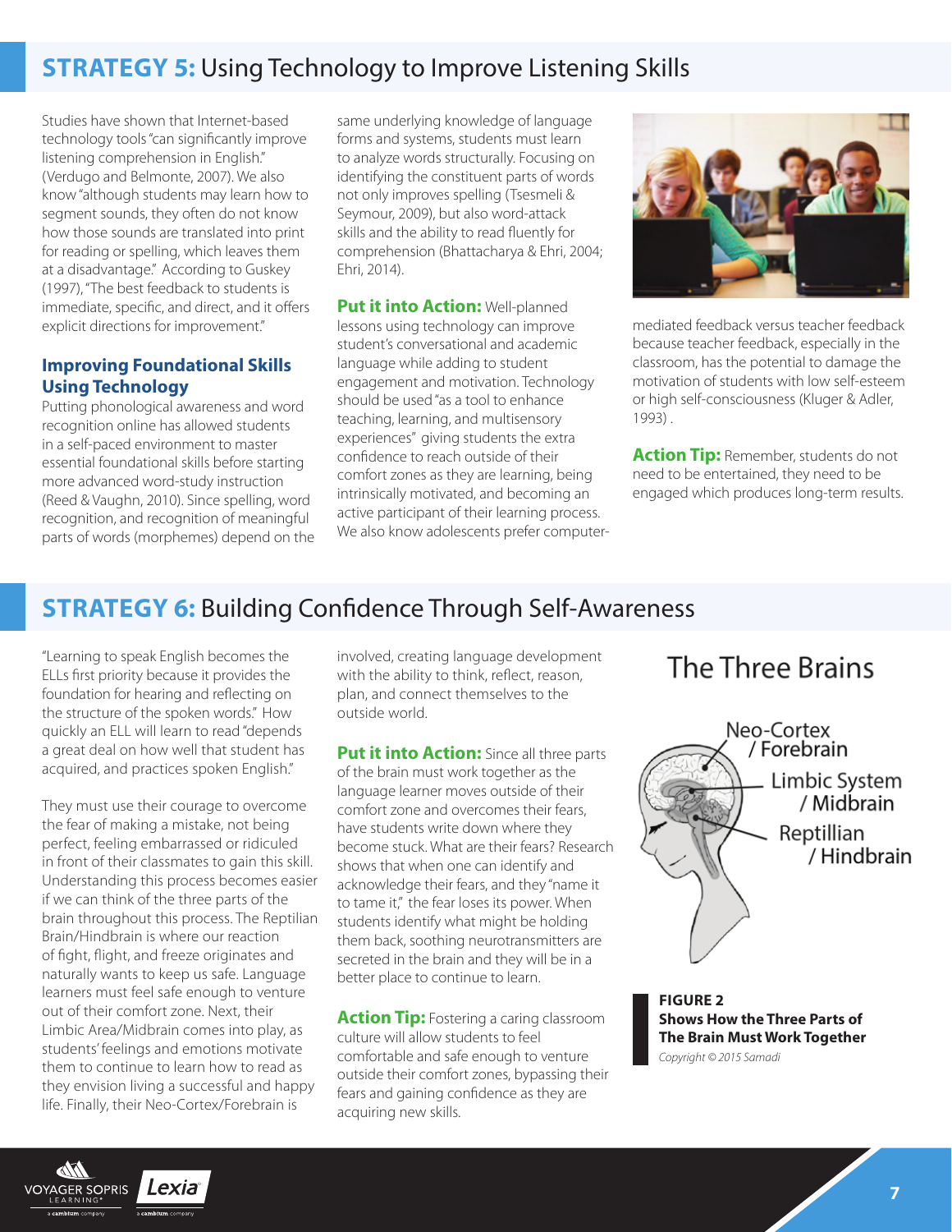## STRATEGY 5: Using Technology to Improve Listening Skills

Studies have shown that Internet-based technology tools "can significantly improve listening comprehension in English." (Verdugo and Belmonte, 2007). We also know "although students may learn how to segment sounds, they often do not know how those sounds are translated into print for reading or spelling, which leaves them at a disadvantage." According to Guskey (1997), "The best feedback to students is immediate, specific, and direct, and it offers explicit directions for improvement."

### Improving Foundational Skills Using Technology

Putting phonological awareness and word recognition online has allowed students in a self-paced environment to master essential foundational skills before starting more advanced word-study instruction (Reed & Vaughn, 2010). Since spelling, word recognition, and recognition of meaningful parts of words (morphemes) depend on the same underlying knowledge of language forms and systems, students must learn to analyze words structurally. Focusing on identifying the constituent parts of words not only improves spelling (Tsesmeli & Seymour, 2009), but also word-attack skills and the ability to read fluently for comprehension (Bhattacharya & Ehri, 2004; Ehri, 2014).

**Put it into Action:** Well-planned lessons using technology can improve student's conversational and academic language while adding to student engagement and motivation. Technology should be used "as a tool to enhance teaching, learning, and multisensory experiences" giving students the extra confidence to reach outside of their comfort zones as they are learning, being intrinsically motivated, and becoming an active participant of their learning process. We also know adolescents prefer computer-mediated feedback versus teacher feedback because teacher feedback, especially in the classroom, has the potential to damage the motivation of students with low self-esteem or high self-consciousness (Kluger & Adler, 1993) .

**Action Tip:** Remember, students do not need to be entertained, they need to be engaged which produces long-term results.

## STRATEGY 6: Building Confidence Through Self-Awareness

"Learning to speak English becomes the ELLs first priority because it provides the foundation for hearing and reflecting on the structure of the spoken words." How quickly an ELL will learn to read "depends a great deal on how well that student has acquired, and practices spoken English."

They must use their courage to overcome the fear of making a mistake, not being perfect, feeling embarrassed or ridiculed in front of their classmates to gain this skill. Understanding this process becomes easier if we can think of the three parts of the brain throughout this process. The Reptilian Brain/Hindbrain is where our reaction of fight, flight, and freeze originates and naturally wants to keep us safe. Language learners must feel safe enough to venture out of their comfort zone. Next, their Limbic Area/Midbrain comes into play, as students' feelings and emotions motivate them to continue to learn how to read as they envision living a successful and happy life. Finally, their Neo-Cortex/Forebrain is involved, creating language development with the ability to think, reflect, reason, plan, and connect themselves to the outside world.

**Put it into Action:** Since all three parts of the brain must work together as the language learner moves outside of their comfort zone and overcomes their fears, have students write down where they become stuck. What are their fears? Research shows that when one can identify and acknowledge their fears, and they "name it to tame it," the fear loses its power. When students identify what might be holding them back, soothing neurotransmitters are secreted in the brain and they will be in a better place to continue to learn.

**Action Tip:** Fostering a caring classroom culture will allow students to feel comfortable and safe enough to venture outside their comfort zones, bypassing their fears and gaining confidence as they are acquiring new skills.

The Three Brains

Neo-Cortex / Forebrain

Limbic System / Midbrain

Reptillian / Hindbrain

**FIGURE 2**
**Shows How the Three Parts of The Brain Must Work Together**
*Copyright © 2015 Samadi*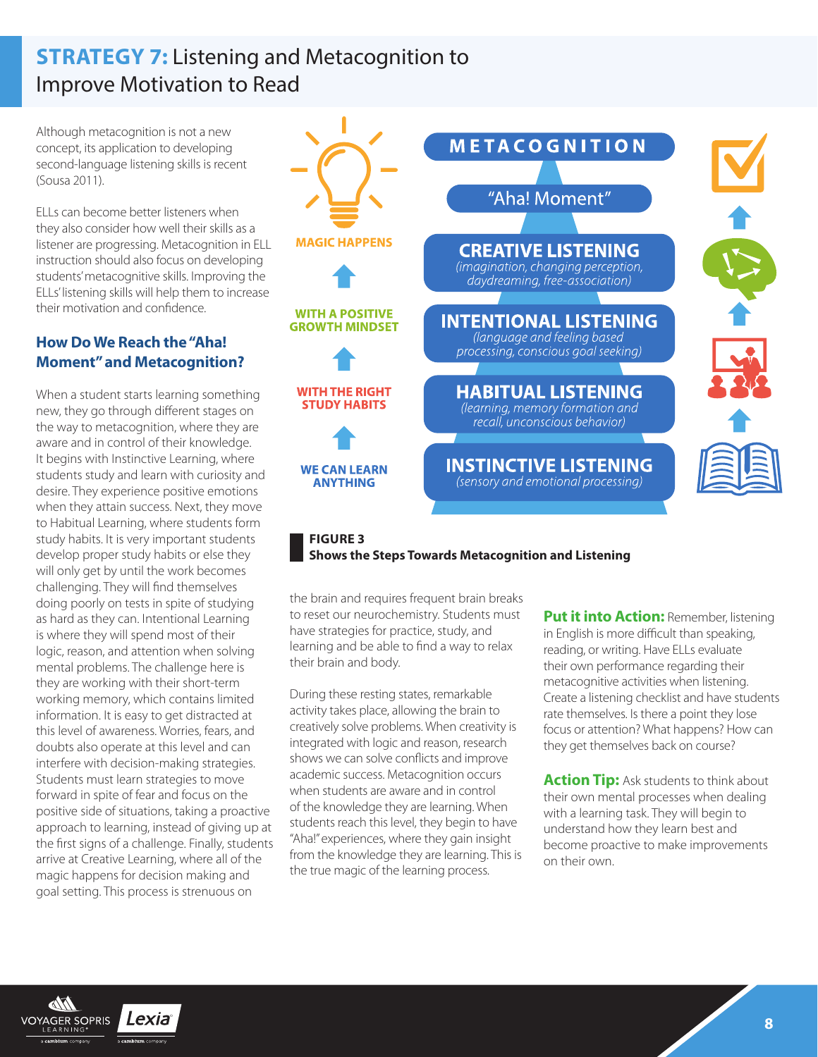# **STRATEGY 7:** Listening and Metacognition to Improve Motivation to Read

Although metacognition is not a new concept, its application to developing second-language listening skills is recent (Sousa 2011).

ELLs can become better listeners when they also consider how well their skills as a listener are progressing. Metacognition in ELL instruction should also focus on developing students' metacognitive skills. Improving the ELLs' listening skills will help them to increase their motivation and confidence.

## How Do We Reach the "Aha! Moment" and Metacognition?

When a student starts learning something new, they go through different stages on the way to metacognition, where they are aware and in control of their knowledge. It begins with Instinctive Learning, where students study and learn with curiosity and desire. They experience positive emotions when they attain success. Next, they move to Habitual Learning, where students form study habits. It is very important students develop proper study habits or else they will only get by until the work becomes challenging. They will find themselves doing poorly on tests in spite of studying as hard as they can. Intentional Learning is where they will spend most of their logic, reason, and attention when solving mental problems. The challenge here is they are working with their short-term working memory, which contains limited information. It is easy to get distracted at this level of awareness. Worries, fears, and doubts also operate at this level and can interfere with decision-making strategies. Students must learn strategies to move forward in spite of fear and focus on the positive side of situations, taking a proactive approach to learning, instead of giving up at the first signs of a challenge. Finally, students arrive at Creative Learning, where all of the magic happens for decision making and goal setting. This process is strenuous on the brain and requires frequent brain breaks to reset our neurochemistry. Students must have strategies for practice, study, and learning and be able to find a way to relax their brain and body.

During these resting states, remarkable activity takes place, allowing the brain to creatively solve problems. When creativity is integrated with logic and reason, research shows we can solve conflicts and improve academic success. Metacognition occurs when students are aware and in control of the knowledge they are learning. When students reach this level, they begin to have "Aha!" experiences, where they gain insight from the knowledge they are learning. This is the true magic of the learning process.

| | |
|---|---|
| MAGIC HAPPENS | METACOGNITION<br>"Aha! Moment" |
| | CREATIVE LISTENING<br>*(imagination, changing perception, daydreaming, free-association)* |
| WITH A POSITIVE GROWTH MINDSET | INTENTIONAL LISTENING<br>*(language and feeling based processing, conscious goal seeking)* |
| WITH THE RIGHT STUDY HABITS | HABITUAL LISTENING<br>*(learning, memory formation and recall, unconscious behavior)* |
| WE CAN LEARN ANYTHING | INSTINCTIVE LISTENING<br>*(sensory and emotional processing)* |

**FIGURE 3**
**Shows the Steps Towards Metacognition and Listening**

**Put it into Action:** Remember, listening in English is more difficult than speaking, reading, or writing. Have ELLs evaluate their own performance regarding their metacognitive activities when listening. Create a listening checklist and have students rate themselves. Is there a point they lose focus or attention? What happens? How can they get themselves back on course?

**Action Tip:** Ask students to think about their own mental processes when dealing with a learning task. They will begin to understand how they learn best and become proactive to make improvements on their own.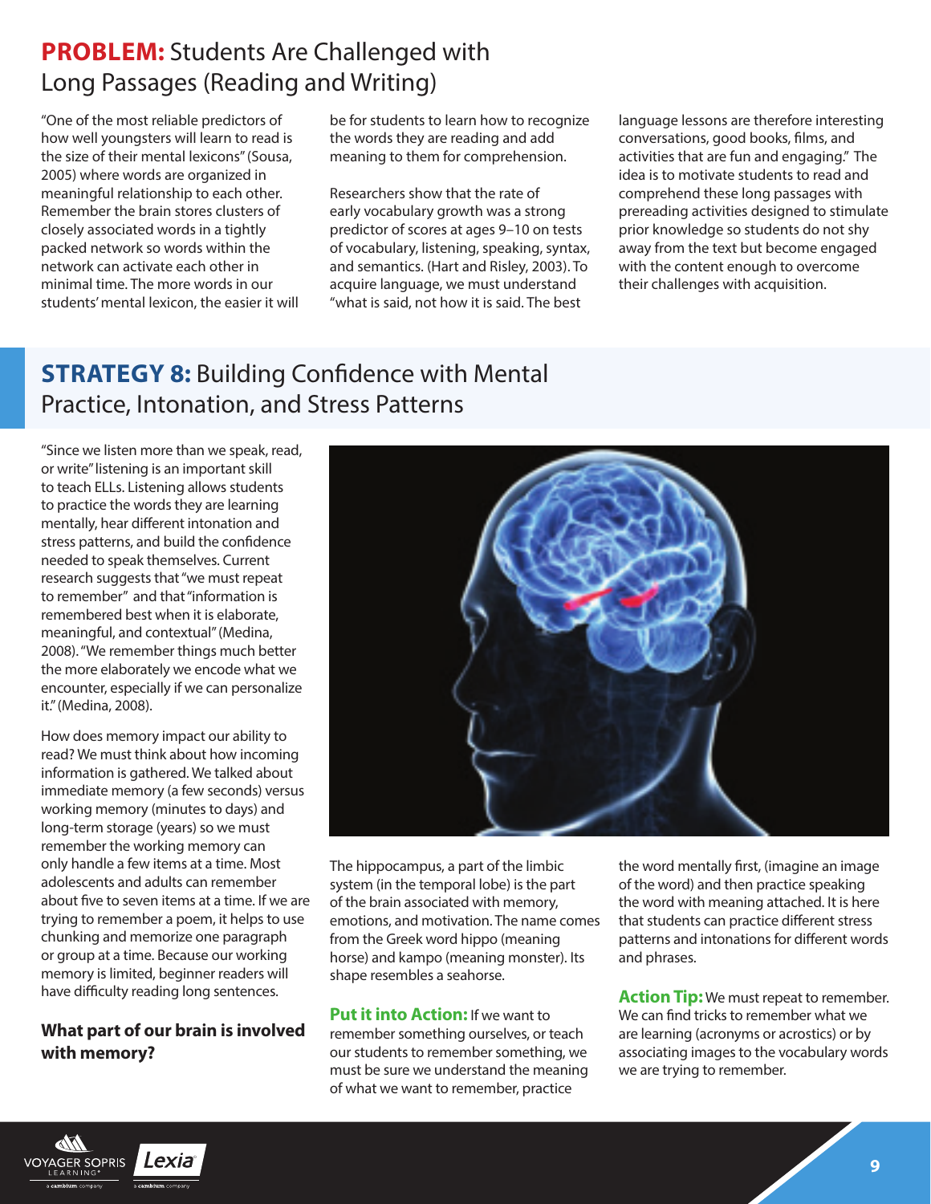## **PROBLEM:** Students Are Challenged with Long Passages (Reading and Writing)

"One of the most reliable predictors of how well youngsters will learn to read is the size of their mental lexicons" (Sousa, 2005) where words are organized in meaningful relationship to each other. Remember the brain stores clusters of closely associated words in a tightly packed network so words within the network can activate each other in minimal time. The more words in our students' mental lexicon, the easier it will be for students to learn how to recognize the words they are reading and add meaning to them for comprehension.

Researchers show that the rate of early vocabulary growth was a strong predictor of scores at ages 9–10 on tests of vocabulary, listening, speaking, syntax, and semantics. (Hart and Risley, 2003). To acquire language, we must understand "what is said, not how it is said. The best language lessons are therefore interesting conversations, good books, films, and activities that are fun and engaging." The idea is to motivate students to read and comprehend these long passages with prereading activities designed to stimulate prior knowledge so students do not shy away from the text but become engaged with the content enough to overcome their challenges with acquisition.

## **STRATEGY 8:** Building Confidence with Mental Practice, Intonation, and Stress Patterns

"Since we listen more than we speak, read, or write" listening is an important skill to teach ELLs. Listening allows students to practice the words they are learning mentally, hear different intonation and stress patterns, and build the confidence needed to speak themselves. Current research suggests that "we must repeat to remember" and that "information is remembered best when it is elaborate, meaningful, and contextual" (Medina, 2008). "We remember things much better the more elaborately we encode what we encounter, especially if we can personalize it." (Medina, 2008).

How does memory impact our ability to read? We must think about how incoming information is gathered. We talked about immediate memory (a few seconds) versus working memory (minutes to days) and long-term storage (years) so we must remember the working memory can only handle a few items at a time. Most adolescents and adults can remember about five to seven items at a time. If we are trying to remember a poem, it helps to use chunking and memorize one paragraph or group at a time. Because our working memory is limited, beginner readers will have difficulty reading long sentences.

### **What part of our brain is involved with memory?**

The hippocampus, a part of the limbic system (in the temporal lobe) is the part of the brain associated with memory, emotions, and motivation. The name comes from the Greek word hippo (meaning horse) and kampo (meaning monster). Its shape resembles a seahorse.

**Put it into Action:** If we want to remember something ourselves, or teach our students to remember something, we must be sure we understand the meaning of what we want to remember, practice the word mentally first, (imagine an image of the word) and then practice speaking the word with meaning attached. It is here that students can practice different stress patterns and intonations for different words and phrases.

**Action Tip:** We must repeat to remember. We can find tricks to remember what we are learning (acronyms or acrostics) or by associating images to the vocabulary words we are trying to remember.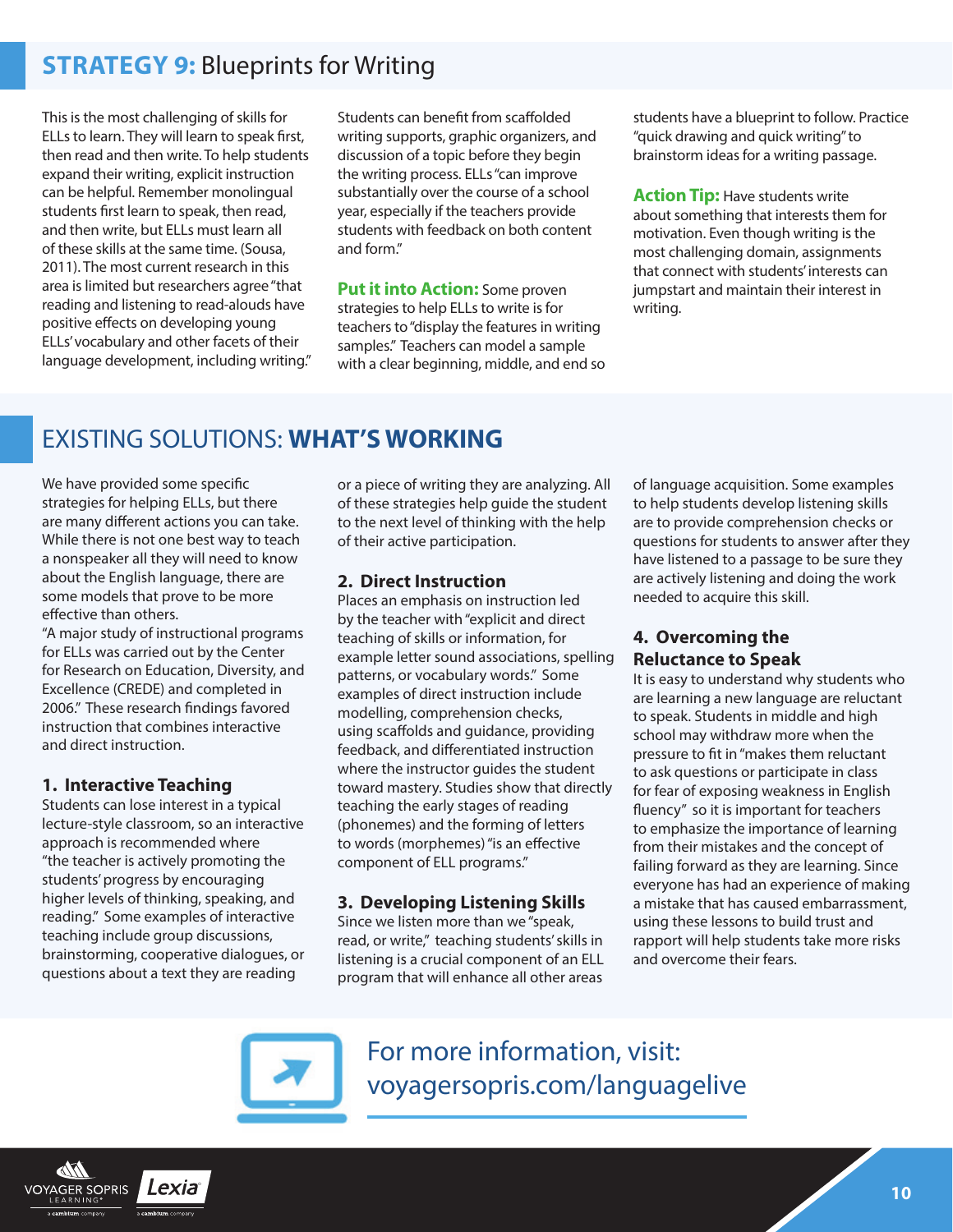## **STRATEGY 9:** Blueprints for Writing

This is the most challenging of skills for ELLs to learn. They will learn to speak first, then read and then write. To help students expand their writing, explicit instruction can be helpful. Remember monolingual students first learn to speak, then read, and then write, but ELLs must learn all of these skills at the same time. (Sousa, 2011). The most current research in this area is limited but researchers agree "that reading and listening to read-alouds have positive effects on developing young ELLs' vocabulary and other facets of their language development, including writing."

Students can benefit from scaffolded writing supports, graphic organizers, and discussion of a topic before they begin the writing process. ELLs "can improve substantially over the course of a school year, especially if the teachers provide students with feedback on both content and form."

**Put it into Action:** Some proven strategies to help ELLs to write is for teachers to "display the features in writing samples." Teachers can model a sample with a clear beginning, middle, and end so students have a blueprint to follow. Practice "quick drawing and quick writing" to brainstorm ideas for a writing passage.

**Action Tip:** Have students write about something that interests them for motivation. Even though writing is the most challenging domain, assignments that connect with students' interests can jumpstart and maintain their interest in writing.

## EXISTING SOLUTIONS: **WHAT'S WORKING**

We have provided some specific strategies for helping ELLs, but there are many different actions you can take. While there is not one best way to teach a nonspeaker all they will need to know about the English language, there are some models that prove to be more effective than others.

"A major study of instructional programs for ELLs was carried out by the Center for Research on Education, Diversity, and Excellence (CREDE) and completed in 2006." These research findings favored instruction that combines interactive and direct instruction.

### 1. Interactive Teaching

Students can lose interest in a typical lecture-style classroom, so an interactive approach is recommended where "the teacher is actively promoting the students' progress by encouraging higher levels of thinking, speaking, and reading." Some examples of interactive teaching include group discussions, brainstorming, cooperative dialogues, or questions about a text they are reading or a piece of writing they are analyzing. All of these strategies help guide the student to the next level of thinking with the help of their active participation.

### 2. Direct Instruction

Places an emphasis on instruction led by the teacher with "explicit and direct teaching of skills or information, for example letter sound associations, spelling patterns, or vocabulary words." Some examples of direct instruction include modelling, comprehension checks, using scaffolds and guidance, providing feedback, and differentiated instruction where the instructor guides the student toward mastery. Studies show that directly teaching the early stages of reading (phonemes) and the forming of letters to words (morphemes) "is an effective component of ELL programs."

### 3. Developing Listening Skills

Since we listen more than we "speak, read, or write," teaching students' skills in listening is a crucial component of an ELL program that will enhance all other areas of language acquisition. Some examples to help students develop listening skills are to provide comprehension checks or questions for students to answer after they have listened to a passage to be sure they are actively listening and doing the work needed to acquire this skill.

### 4. Overcoming the Reluctance to Speak

It is easy to understand why students who are learning a new language are reluctant to speak. Students in middle and high school may withdraw more when the pressure to fit in "makes them reluctant to ask questions or participate in class for fear of exposing weakness in English fluency" so it is important for teachers to emphasize the importance of learning from their mistakes and the concept of failing forward as they are learning. Since everyone has had an experience of making a mistake that has caused embarrassment, using these lessons to build trust and rapport will help students take more risks and overcome their fears.

For more information, visit: voyagersopris.com/languagelive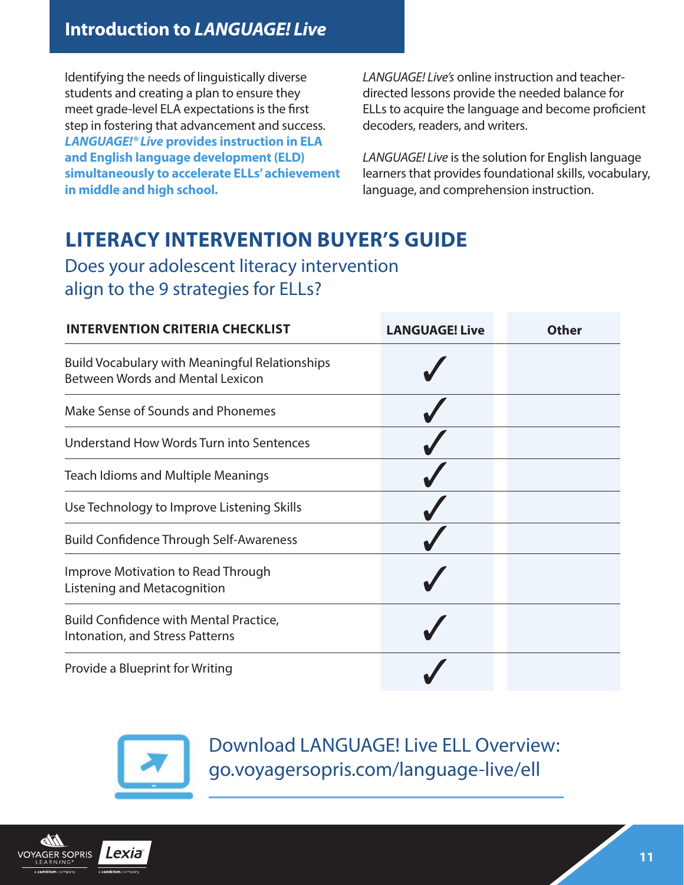## Introduction to *LANGUAGE! Live*

Identifying the needs of linguistically diverse students and creating a plan to ensure they meet grade-level ELA expectations is the first step in fostering that advancement and success. ***LANGUAGE!® Live* provides instruction in ELA and English language development (ELD) simultaneously to accelerate ELLs' achievement in middle and high school.**

*LANGUAGE! Live's* online instruction and teacher-directed lessons provide the needed balance for ELLs to acquire the language and become proficient decoders, readers, and writers.

*LANGUAGE! Live* is the solution for English language learners that provides foundational skills, vocabulary, language, and comprehension instruction.

# LITERACY INTERVENTION BUYER'S GUIDE

## Does your adolescent literacy intervention align to the 9 strategies for ELLs?

| INTERVENTION CRITERIA CHECKLIST | LANGUAGE! Live | Other |
|---|---|---|
| Build Vocabulary with Meaningful Relationships Between Words and Mental Lexicon | ✓ | |
| Make Sense of Sounds and Phonemes | ✓ | |
| Understand How Words Turn into Sentences | ✓ | |
| Teach Idioms and Multiple Meanings | ✓ | |
| Use Technology to Improve Listening Skills | ✓ | |
| Build Confidence Through Self-Awareness | ✓ | |
| Improve Motivation to Read Through Listening and Metacognition | ✓ | |
| Build Confidence with Mental Practice, Intonation, and Stress Patterns | ✓ | |
| Provide a Blueprint for Writing | ✓ | |

Download LANGUAGE! Live ELL Overview: go.voyagersopris.com/language-live/ell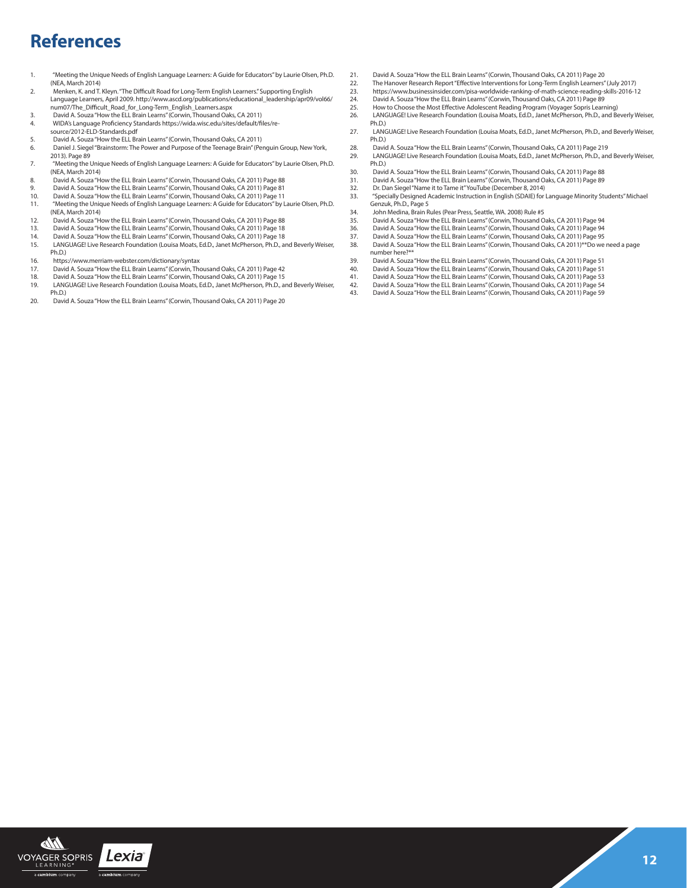# References

1. "Meeting the Unique Needs of English Language Learners: A Guide for Educators" by Laurie Olsen, Ph.D. (NEA, March 2014)
2. Menken, K. and T. Kleyn. "The Difficult Road for Long-Term English Learners." Supporting English Language Learners, April 2009. http://www.ascd.org/publications/educational_leadership/apr09/vol66/num07/The_Difficult_Road_for_Long-Term_English_Learners.aspx
3. David A. Souza "How the ELL Brain Learns" (Corwin, Thousand Oaks, CA 2011)
4. WIDA's Language Proficiency Standards https://wida.wisc.edu/sites/default/files/resource/2012-ELD-Standards.pdf
5. David A. Souza "How the ELL Brain Learns" (Corwin, Thousand Oaks, CA 2011)
6. Daniel J. Siegel "Brainstorm: The Power and Purpose of the Teenage Brain" (Penguin Group, New York, 2013). Page 89
7. "Meeting the Unique Needs of English Language Learners: A Guide for Educators" by Laurie Olsen, Ph.D. (NEA, March 2014)
8. David A. Souza "How the ELL Brain Learns" (Corwin, Thousand Oaks, CA 2011) Page 88
9. David A. Souza "How the ELL Brain Learns" (Corwin, Thousand Oaks, CA 2011) Page 81
10. David A. Souza "How the ELL Brain Learns" (Corwin, Thousand Oaks, CA 2011) Page 11
11. "Meeting the Unique Needs of English Language Learners: A Guide for Educators" by Laurie Olsen, Ph.D. (NEA, March 2014)
12. David A. Souza "How the ELL Brain Learns" (Corwin, Thousand Oaks, CA 2011) Page 88
13. David A. Souza "How the ELL Brain Learns" (Corwin, Thousand Oaks, CA 2011) Page 18
14. David A. Souza "How the ELL Brain Learns" (Corwin, Thousand Oaks, CA 2011) Page 18
15. LANGUAGE! Live Research Foundation (Louisa Moats, Ed.D., Janet McPherson, Ph.D., and Beverly Weiser, Ph.D.)
16. https://www.merriam-webster.com/dictionary/syntax
17. David A. Souza "How the ELL Brain Learns" (Corwin, Thousand Oaks, CA 2011) Page 42
18. David A. Souza "How the ELL Brain Learns" (Corwin, Thousand Oaks, CA 2011) Page 15
19. LANGUAGE! Live Research Foundation (Louisa Moats, Ed.D., Janet McPherson, Ph.D., and Beverly Weiser, Ph.D.)
20. David A. Souza "How the ELL Brain Learns" (Corwin, Thousand Oaks, CA 2011) Page 20
21. David A. Souza "How the ELL Brain Learns" (Corwin, Thousand Oaks, CA 2011) Page 20
22. The Hanover Research Report "Effective Interventions for Long-Term English Learners" (July 2017)
23. https://www.businessinsider.com/pisa-worldwide-ranking-of-math-science-reading-skills-2016-12
24. David A. Souza "How the ELL Brain Learns" (Corwin, Thousand Oaks, CA 2011) Page 89
25. How to Choose the Most Effective Adolescent Reading Program (Voyager Sopris Learning)
26. LANGUAGE! Live Research Foundation (Louisa Moats, Ed.D., Janet McPherson, Ph.D., and Beverly Weiser, Ph.D.)
27. LANGUAGE! Live Research Foundation (Louisa Moats, Ed.D., Janet McPherson, Ph.D., and Beverly Weiser, Ph.D.)
28. David A. Souza "How the ELL Brain Learns" (Corwin, Thousand Oaks, CA 2011) Page 219
29. LANGUAGE! Live Research Foundation (Louisa Moats, Ed.D., Janet McPherson, Ph.D., and Beverly Weiser, Ph.D.)
30. David A. Souza "How the ELL Brain Learns" (Corwin, Thousand Oaks, CA 2011) Page 88
31. David A. Souza "How the ELL Brain Learns" (Corwin, Thousand Oaks, CA 2011) Page 89
32. Dr. Dan Siegel "Name it to Tame it" YouTube (December 8, 2014)
33. "Specially Designed Academic Instruction in English (SDAIE) for Language Minority Students" Michael Genzuk, Ph.D., Page 5
34. John Medina, Brain Rules (Pear Press, Seattle, WA. 2008) Rule #5
35. David A. Souza "How the ELL Brain Learns" (Corwin, Thousand Oaks, CA 2011) Page 94
36. David A. Souza "How the ELL Brain Learns" (Corwin, Thousand Oaks, CA 2011) Page 94
37. David A. Souza "How the ELL Brain Learns" (Corwin, Thousand Oaks, CA 2011) Page 95
38. David A. Souza "How the ELL Brain Learns" (Corwin, Thousand Oaks, CA 2011)**Do we need a page number here?**
39. David A. Souza "How the ELL Brain Learns" (Corwin, Thousand Oaks, CA 2011) Page 51
40. David A. Souza "How the ELL Brain Learns" (Corwin, Thousand Oaks, CA 2011) Page 51
41. David A. Souza "How the ELL Brain Learns" (Corwin, Thousand Oaks, CA 2011) Page 53
42. David A. Souza "How the ELL Brain Learns" (Corwin, Thousand Oaks, CA 2011) Page 54
43. David A. Souza "How the ELL Brain Learns" (Corwin, Thousand Oaks, CA 2011) Page 59

VOYAGER SOPRIS LEARNING® a cambium company

Lexia® a cambium company